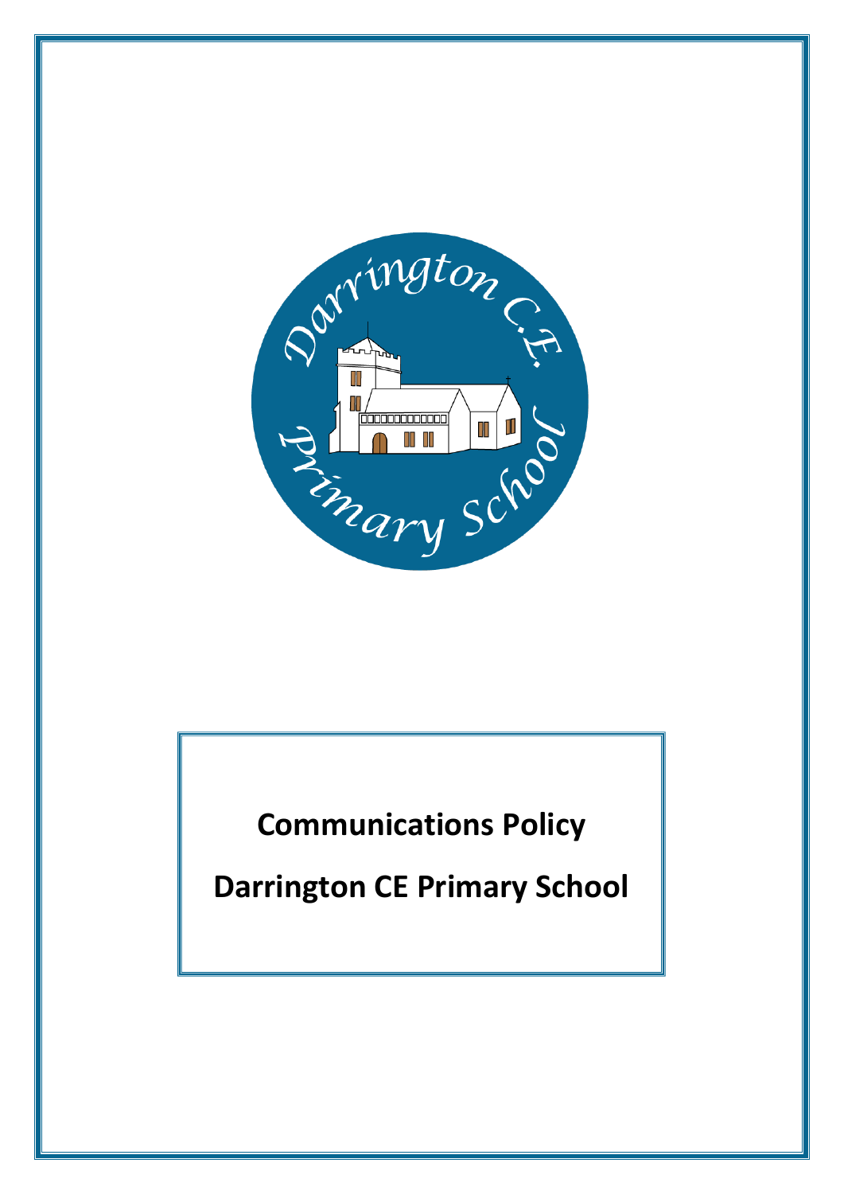# Communications Policy

# Darrington CE Primary School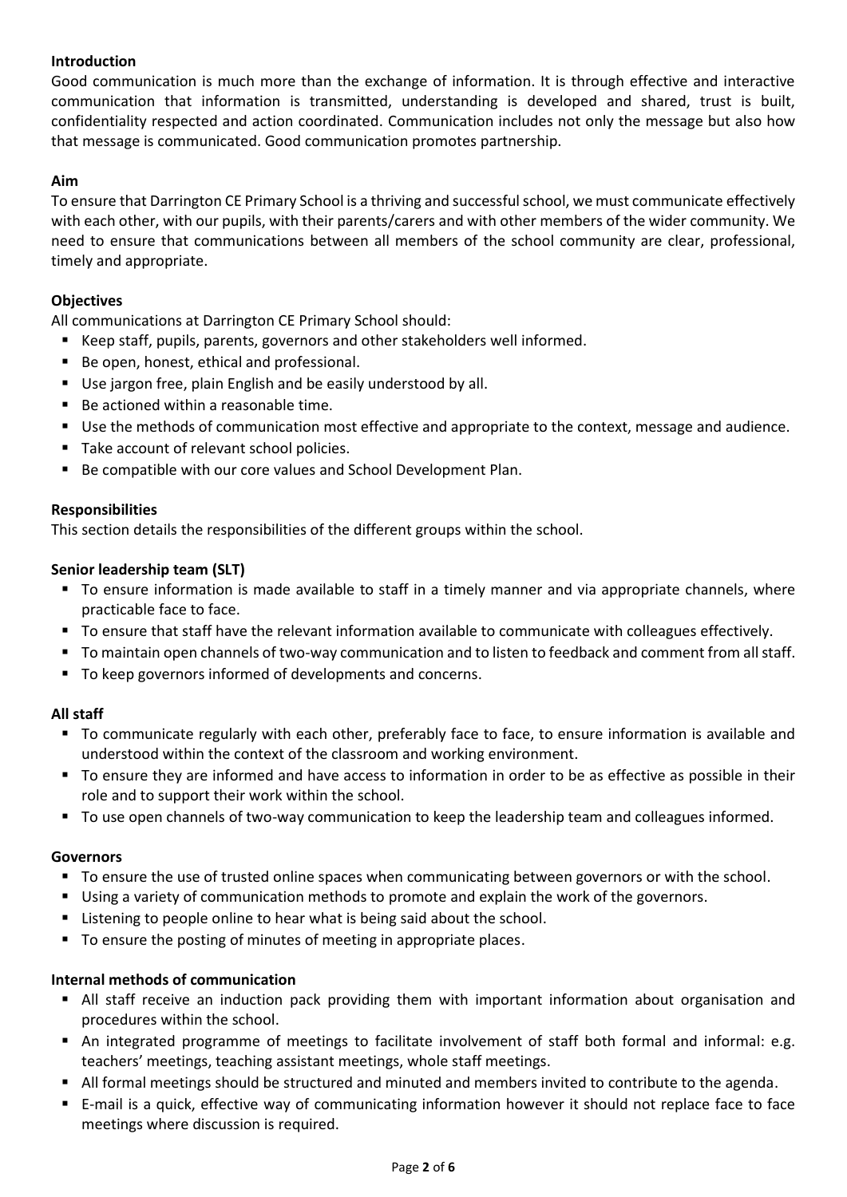## Introduction

Good communication is much more than the exchange of information. It is through effective and interactive communication that information is transmitted, understanding is developed and shared, trust is built, confidentiality respected and action coordinated. Communication includes not only the message but also how that message is communicated. Good communication promotes partnership.

## Aim

To ensure that Darrington CE Primary School is a thriving and successful school, we must communicate effectively with each other, with our pupils, with their parents/carers and with other members of the wider community. We need to ensure that communications between all members of the school community are clear, professional, timely and appropriate.

## Objectives

All communications at Darrington CE Primary School should:

- Keep staff, pupils, parents, governors and other stakeholders well informed.
- Be open, honest, ethical and professional.
- Use jargon free, plain English and be easily understood by all.
- Be actioned within a reasonable time.
- Use the methods of communication most effective and appropriate to the context, message and audience.
- Take account of relevant school policies.
- Be compatible with our core values and School Development Plan.

## Responsibilities

This section details the responsibilities of the different groups within the school.

### Senior leadership team (SLT)

- To ensure information is made available to staff in a timely manner and via appropriate channels, where practicable face to face.
- To ensure that staff have the relevant information available to communicate with colleagues effectively.
- To maintain open channels of two-way communication and to listen to feedback and comment from all staff.
- To keep governors informed of developments and concerns.

### All staff

- To communicate regularly with each other, preferably face to face, to ensure information is available and understood within the context of the classroom and working environment.
- To ensure they are informed and have access to information in order to be as effective as possible in their role and to support their work within the school.
- To use open channels of two-way communication to keep the leadership team and colleagues informed.

### Governors

- To ensure the use of trusted online spaces when communicating between governors or with the school.
- Using a variety of communication methods to promote and explain the work of the governors.
- Listening to people online to hear what is being said about the school.
- To ensure the posting of minutes of meeting in appropriate places.

### Internal methods of communication

- All staff receive an induction pack providing them with important information about organisation and procedures within the school.
- An integrated programme of meetings to facilitate involvement of staff both formal and informal: e.g. teachers' meetings, teaching assistant meetings, whole staff meetings.
- All formal meetings should be structured and minuted and members invited to contribute to the agenda.
- E-mail is a quick, effective way of communicating information however it should not replace face to face meetings where discussion is required.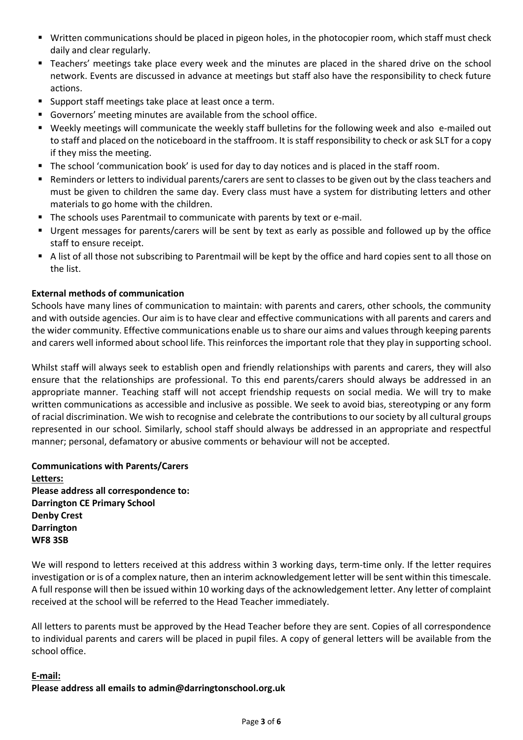- Written communications should be placed in pigeon holes, in the photocopier room, which staff must check daily and clear regularly.
- Teachers' meetings take place every week and the minutes are placed in the shared drive on the school network. Events are discussed in advance at meetings but staff also have the responsibility to check future actions.
- Support staff meetings take place at least once a term.
- Governors' meeting minutes are available from the school office.
- Weekly meetings will communicate the weekly staff bulletins for the following week and also e-mailed out to staff and placed on the noticeboard in the staffroom. It is staff responsibility to check or ask SLT for a copy if they miss the meeting.
- The school 'communication book' is used for day to day notices and is placed in the staff room.
- Reminders or letters to individual parents/carers are sent to classes to be given out by the class teachers and must be given to children the same day. Every class must have a system for distributing letters and other materials to go home with the children.
- The schools uses Parentmail to communicate with parents by text or e-mail.
- Urgent messages for parents/carers will be sent by text as early as possible and followed up by the office staff to ensure receipt.
- A list of all those not subscribing to Parentmail will be kept by the office and hard copies sent to all those on the list.

**External methods of communication**

Schools have many lines of communication to maintain: with parents and carers, other schools, the community and with outside agencies. Our aim is to have clear and effective communications with all parents and carers and the wider community. Effective communications enable us to share our aims and values through keeping parents and carers well informed about school life. This reinforces the important role that they play in supporting school.

Whilst staff will always seek to establish open and friendly relationships with parents and carers, they will also ensure that the relationships are professional. To this end parents/carers should always be addressed in an appropriate manner. Teaching staff will not accept friendship requests on social media. We will try to make written communications as accessible and inclusive as possible. We seek to avoid bias, stereotyping or any form of racial discrimination. We wish to recognise and celebrate the contributions to our society by all cultural groups represented in our school. Similarly, school staff should always be addressed in an appropriate and respectful manner; personal, defamatory or abusive comments or behaviour will not be accepted.

**Communications with Parents/Carers**

**Letters:**

**Please address all correspondence to:**
**Darrington CE Primary School**
**Denby Crest**
**Darrington**
**WF8 3SB**

We will respond to letters received at this address within 3 working days, term-time only. If the letter requires investigation or is of a complex nature, then an interim acknowledgement letter will be sent within this timescale. A full response will then be issued within 10 working days of the acknowledgement letter. Any letter of complaint received at the school will be referred to the Head Teacher immediately.

All letters to parents must be approved by the Head Teacher before they are sent. Copies of all correspondence to individual parents and carers will be placed in pupil files. A copy of general letters will be available from the school office.

**E-mail:**

**Please address all emails to admin@darringtonschool.org.uk**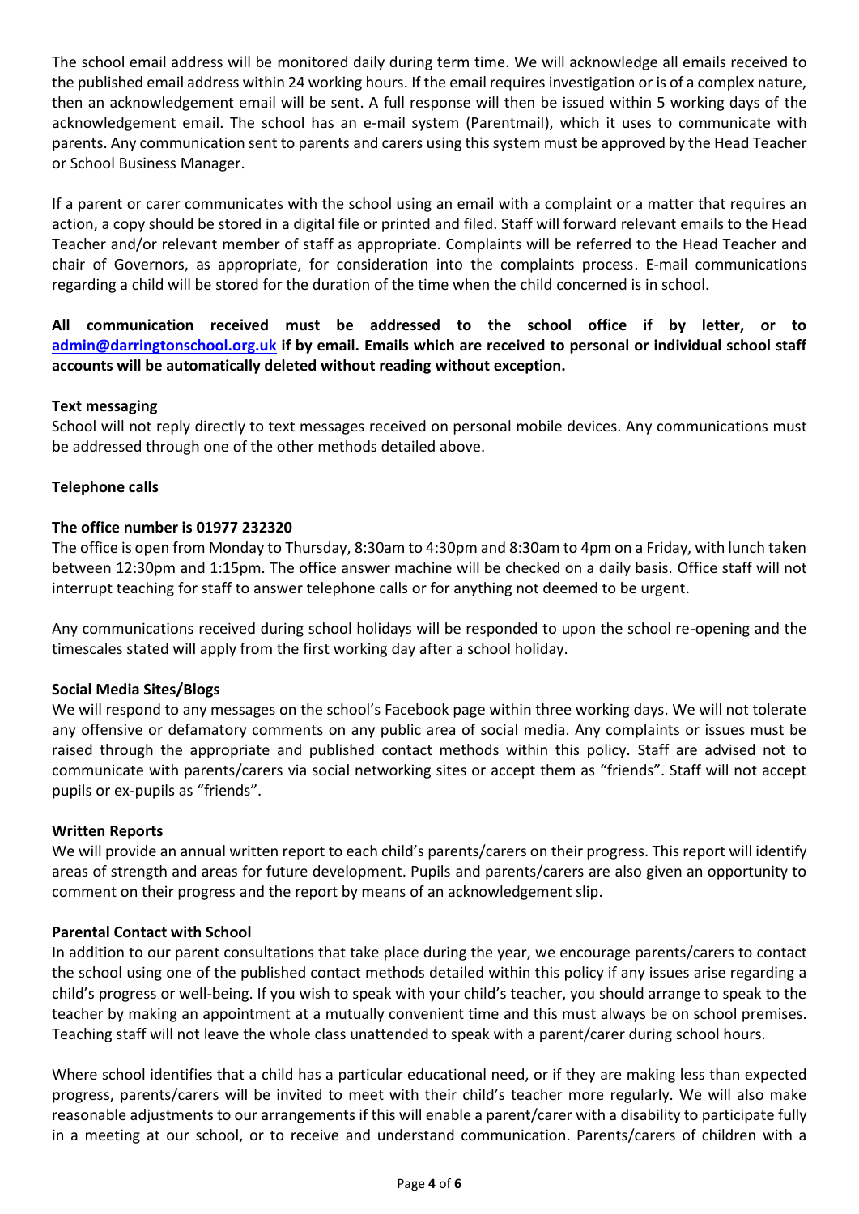The school email address will be monitored daily during term time. We will acknowledge all emails received to the published email address within 24 working hours. If the email requires investigation or is of a complex nature, then an acknowledgement email will be sent. A full response will then be issued within 5 working days of the acknowledgement email. The school has an e-mail system (Parentmail), which it uses to communicate with parents. Any communication sent to parents and carers using this system must be approved by the Head Teacher or School Business Manager.

If a parent or carer communicates with the school using an email with a complaint or a matter that requires an action, a copy should be stored in a digital file or printed and filed. Staff will forward relevant emails to the Head Teacher and/or relevant member of staff as appropriate. Complaints will be referred to the Head Teacher and chair of Governors, as appropriate, for consideration into the complaints process. E-mail communications regarding a child will be stored for the duration of the time when the child concerned is in school.

**All communication received must be addressed to the school office if by letter, or to admin@darringtonschool.org.uk if by email. Emails which are received to personal or individual school staff accounts will be automatically deleted without reading without exception.**

**Text messaging**

School will not reply directly to text messages received on personal mobile devices. Any communications must be addressed through one of the other methods detailed above.

**Telephone calls**

**The office number is 01977 232320**

The office is open from Monday to Thursday, 8:30am to 4:30pm and 8:30am to 4pm on a Friday, with lunch taken between 12:30pm and 1:15pm. The office answer machine will be checked on a daily basis. Office staff will not interrupt teaching for staff to answer telephone calls or for anything not deemed to be urgent.

Any communications received during school holidays will be responded to upon the school re-opening and the timescales stated will apply from the first working day after a school holiday.

**Social Media Sites/Blogs**

We will respond to any messages on the school's Facebook page within three working days. We will not tolerate any offensive or defamatory comments on any public area of social media. Any complaints or issues must be raised through the appropriate and published contact methods within this policy. Staff are advised not to communicate with parents/carers via social networking sites or accept them as "friends". Staff will not accept pupils or ex-pupils as "friends".

**Written Reports**

We will provide an annual written report to each child's parents/carers on their progress. This report will identify areas of strength and areas for future development. Pupils and parents/carers are also given an opportunity to comment on their progress and the report by means of an acknowledgement slip.

**Parental Contact with School**

In addition to our parent consultations that take place during the year, we encourage parents/carers to contact the school using one of the published contact methods detailed within this policy if any issues arise regarding a child's progress or well-being. If you wish to speak with your child's teacher, you should arrange to speak to the teacher by making an appointment at a mutually convenient time and this must always be on school premises. Teaching staff will not leave the whole class unattended to speak with a parent/carer during school hours.

Where school identifies that a child has a particular educational need, or if they are making less than expected progress, parents/carers will be invited to meet with their child's teacher more regularly. We will also make reasonable adjustments to our arrangements if this will enable a parent/carer with a disability to participate fully in a meeting at our school, or to receive and understand communication. Parents/carers of children with a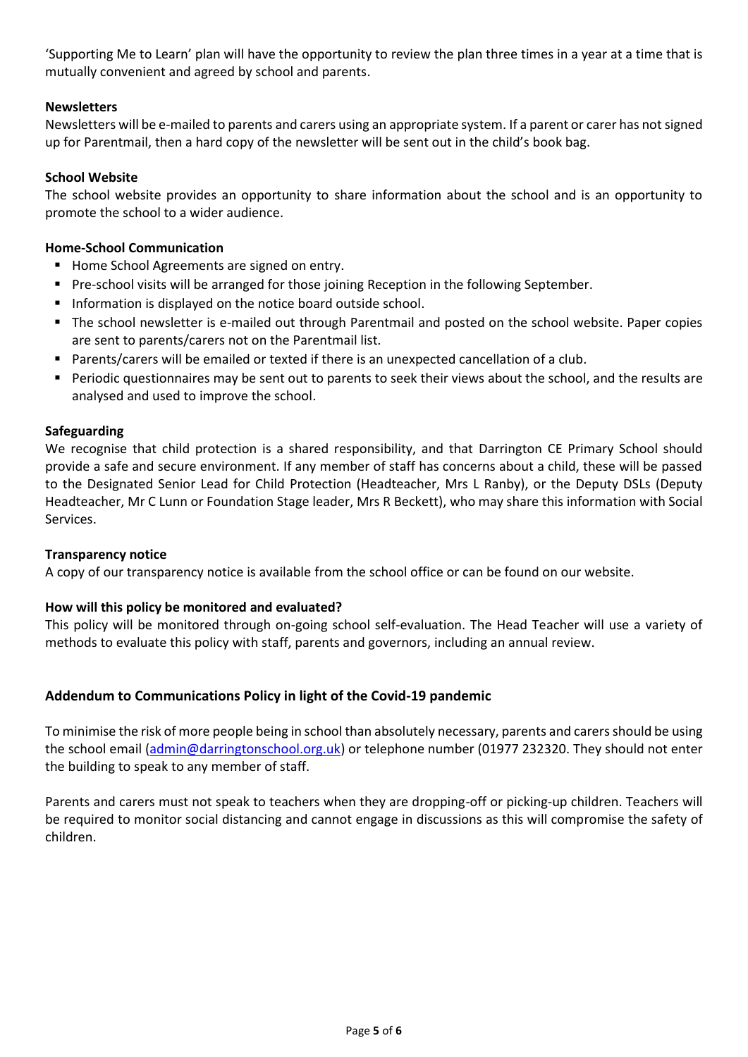'Supporting Me to Learn' plan will have the opportunity to review the plan three times in a year at a time that is mutually convenient and agreed by school and parents.

**Newsletters**

Newsletters will be e-mailed to parents and carers using an appropriate system. If a parent or carer has not signed up for Parentmail, then a hard copy of the newsletter will be sent out in the child's book bag.

**School Website**

The school website provides an opportunity to share information about the school and is an opportunity to promote the school to a wider audience.

**Home-School Communication**

- Home School Agreements are signed on entry.
- Pre-school visits will be arranged for those joining Reception in the following September.
- Information is displayed on the notice board outside school.
- The school newsletter is e-mailed out through Parentmail and posted on the school website. Paper copies are sent to parents/carers not on the Parentmail list.
- Parents/carers will be emailed or texted if there is an unexpected cancellation of a club.
- Periodic questionnaires may be sent out to parents to seek their views about the school, and the results are analysed and used to improve the school.

**Safeguarding**

We recognise that child protection is a shared responsibility, and that Darrington CE Primary School should provide a safe and secure environment. If any member of staff has concerns about a child, these will be passed to the Designated Senior Lead for Child Protection (Headteacher, Mrs L Ranby), or the Deputy DSLs (Deputy Headteacher, Mr C Lunn or Foundation Stage leader, Mrs R Beckett), who may share this information with Social Services.

**Transparency notice**

A copy of our transparency notice is available from the school office or can be found on our website.

**How will this policy be monitored and evaluated?**

This policy will be monitored through on-going school self-evaluation. The Head Teacher will use a variety of methods to evaluate this policy with staff, parents and governors, including an annual review.

## Addendum to Communications Policy in light of the Covid-19 pandemic

To minimise the risk of more people being in school than absolutely necessary, parents and carers should be using the school email (admin@darringtonschool.org.uk) or telephone number (01977 232320. They should not enter the building to speak to any member of staff.

Parents and carers must not speak to teachers when they are dropping-off or picking-up children. Teachers will be required to monitor social distancing and cannot engage in discussions as this will compromise the safety of children.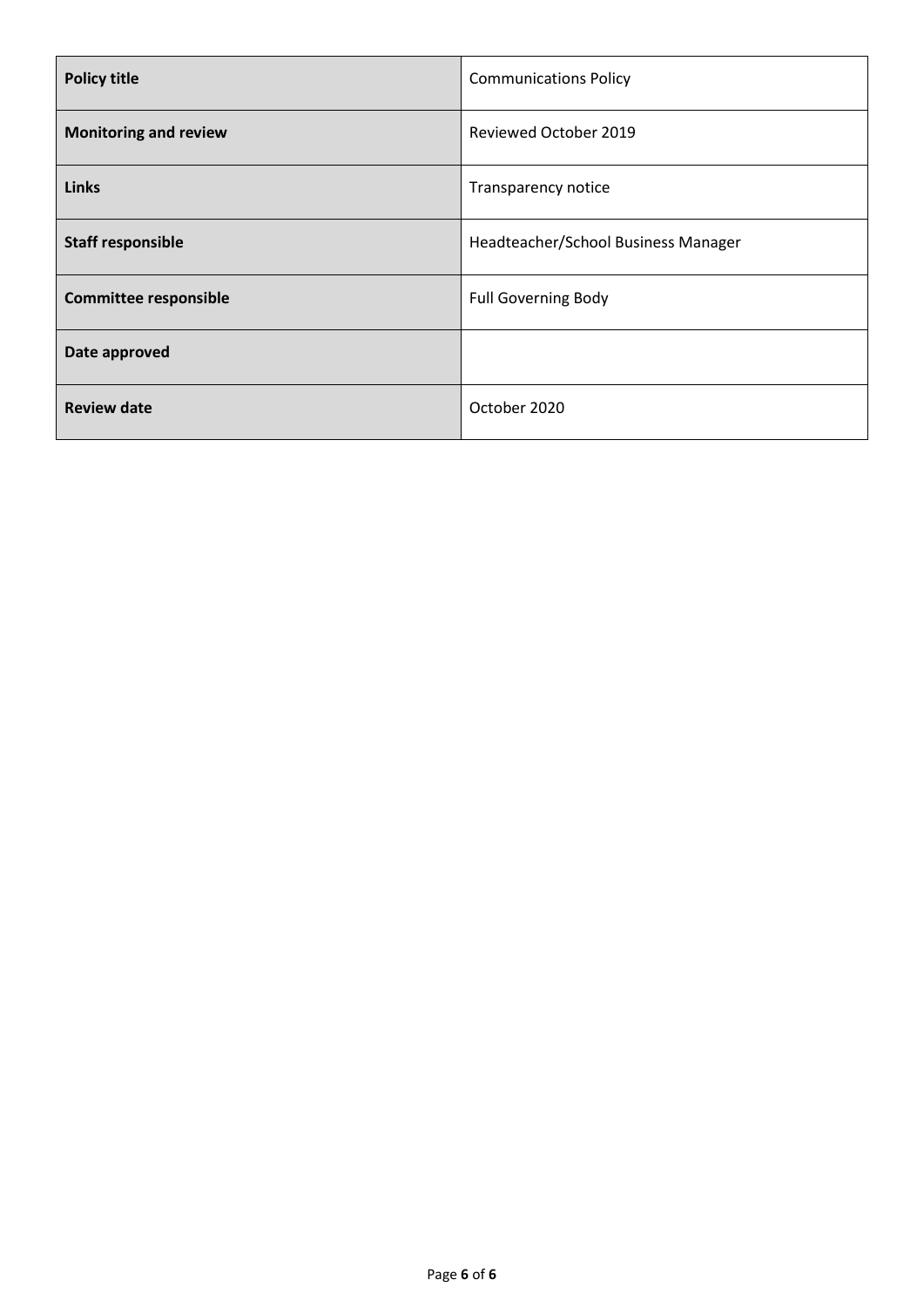| | |
|---|---|
| **Policy title** | Communications Policy |
| **Monitoring and review** | Reviewed October 2019 |
| **Links** | Transparency notice |
| **Staff responsible** | Headteacher/School Business Manager |
| **Committee responsible** | Full Governing Body |
| **Date approved** | |
| **Review date** | October 2020 |